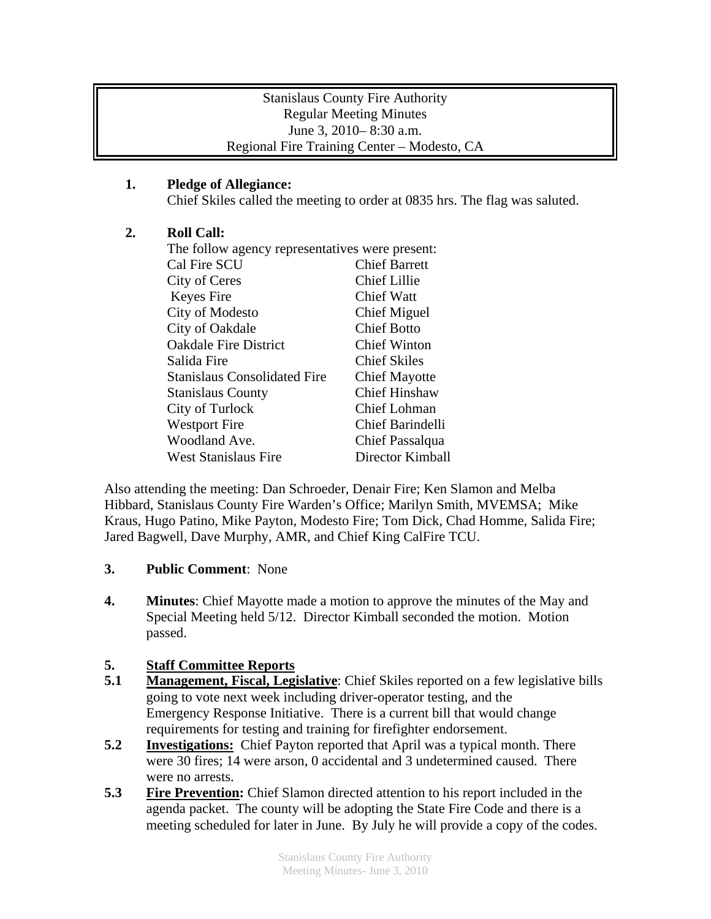Stanislaus County Fire Authority
Regular Meeting Minutes
June 3, 2010– 8:30 a.m.
Regional Fire Training Center – Modesto, CA

**1. Pledge of Allegiance:**
Chief Skiles called the meeting to order at 0835 hrs. The flag was saluted.

**2. Roll Call:**
The follow agency representatives were present:

| | |
|---|---|
| Cal Fire SCU | Chief Barrett |
| City of Ceres | Chief Lillie |
| Keyes Fire | Chief Watt |
| City of Modesto | Chief Miguel |
| City of Oakdale | Chief Botto |
| Oakdale Fire District | Chief Winton |
| Salida Fire | Chief Skiles |
| Stanislaus Consolidated Fire | Chief Mayotte |
| Stanislaus County | Chief Hinshaw |
| City of Turlock | Chief Lohman |
| Westport Fire | Chief Barindelli |
| Woodland Ave. | Chief Passalqua |
| West Stanislaus Fire | Director Kimball |

Also attending the meeting: Dan Schroeder, Denair Fire; Ken Slamon and Melba Hibbard, Stanislaus County Fire Warden's Office; Marilyn Smith, MVEMSA; Mike Kraus, Hugo Patino, Mike Payton, Modesto Fire; Tom Dick, Chad Homme, Salida Fire; Jared Bagwell, Dave Murphy, AMR, and Chief King CalFire TCU.

**3. Public Comment**: None

**4. Minutes**: Chief Mayotte made a motion to approve the minutes of the May and Special Meeting held 5/12. Director Kimball seconded the motion. Motion passed.

**5. <u>Staff Committee Reports</u>**

**5.1 <u>Management, Fiscal, Legislative</u>**: Chief Skiles reported on a few legislative bills going to vote next week including driver-operator testing, and the Emergency Response Initiative. There is a current bill that would change requirements for testing and training for firefighter endorsement.

**5.2 <u>Investigations:</u>** Chief Payton reported that April was a typical month. There were 30 fires; 14 were arson, 0 accidental and 3 undetermined caused. There were no arrests.

**5.3 <u>Fire Prevention:</u>** Chief Slamon directed attention to his report included in the agenda packet. The county will be adopting the State Fire Code and there is a meeting scheduled for later in June. By July he will provide a copy of the codes.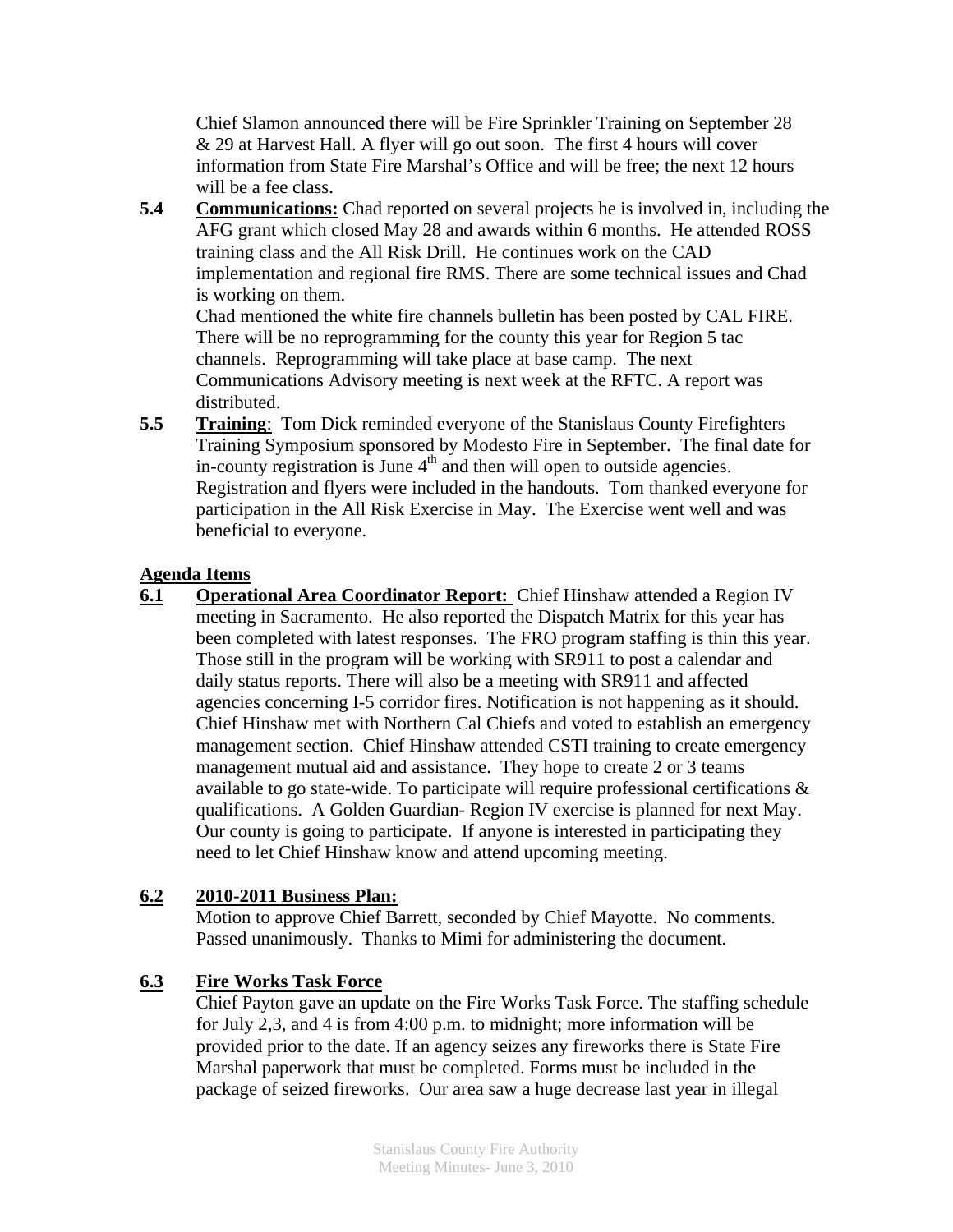Chief Slamon announced there will be Fire Sprinkler Training on September 28 & 29 at Harvest Hall. A flyer will go out soon. The first 4 hours will cover information from State Fire Marshal's Office and will be free; the next 12 hours will be a fee class.

**5.4** **Communications:** Chad reported on several projects he is involved in, including the AFG grant which closed May 28 and awards within 6 months. He attended ROSS training class and the All Risk Drill. He continues work on the CAD implementation and regional fire RMS. There are some technical issues and Chad is working on them.

Chad mentioned the white fire channels bulletin has been posted by CAL FIRE. There will be no reprogramming for the county this year for Region 5 tac channels. Reprogramming will take place at base camp. The next Communications Advisory meeting is next week at the RFTC. A report was distributed.

**5.5** **Training**: Tom Dick reminded everyone of the Stanislaus County Firefighters Training Symposium sponsored by Modesto Fire in September. The final date for in-county registration is June 4th and then will open to outside agencies. Registration and flyers were included in the handouts. Tom thanked everyone for participation in the All Risk Exercise in May. The Exercise went well and was beneficial to everyone.

## Agenda Items

**6.1** **Operational Area Coordinator Report:** Chief Hinshaw attended a Region IV meeting in Sacramento. He also reported the Dispatch Matrix for this year has been completed with latest responses. The FRO program staffing is thin this year. Those still in the program will be working with SR911 to post a calendar and daily status reports. There will also be a meeting with SR911 and affected agencies concerning I-5 corridor fires. Notification is not happening as it should. Chief Hinshaw met with Northern Cal Chiefs and voted to establish an emergency management section. Chief Hinshaw attended CSTI training to create emergency management mutual aid and assistance. They hope to create 2 or 3 teams available to go state-wide. To participate will require professional certifications & qualifications. A Golden Guardian- Region IV exercise is planned for next May. Our county is going to participate. If anyone is interested in participating they need to let Chief Hinshaw know and attend upcoming meeting.

**6.2** **2010-2011 Business Plan:**

Motion to approve Chief Barrett, seconded by Chief Mayotte. No comments. Passed unanimously. Thanks to Mimi for administering the document.

**6.3** **Fire Works Task Force**

Chief Payton gave an update on the Fire Works Task Force. The staffing schedule for July 2,3, and 4 is from 4:00 p.m. to midnight; more information will be provided prior to the date. If an agency seizes any fireworks there is State Fire Marshal paperwork that must be completed. Forms must be included in the package of seized fireworks. Our area saw a huge decrease last year in illegal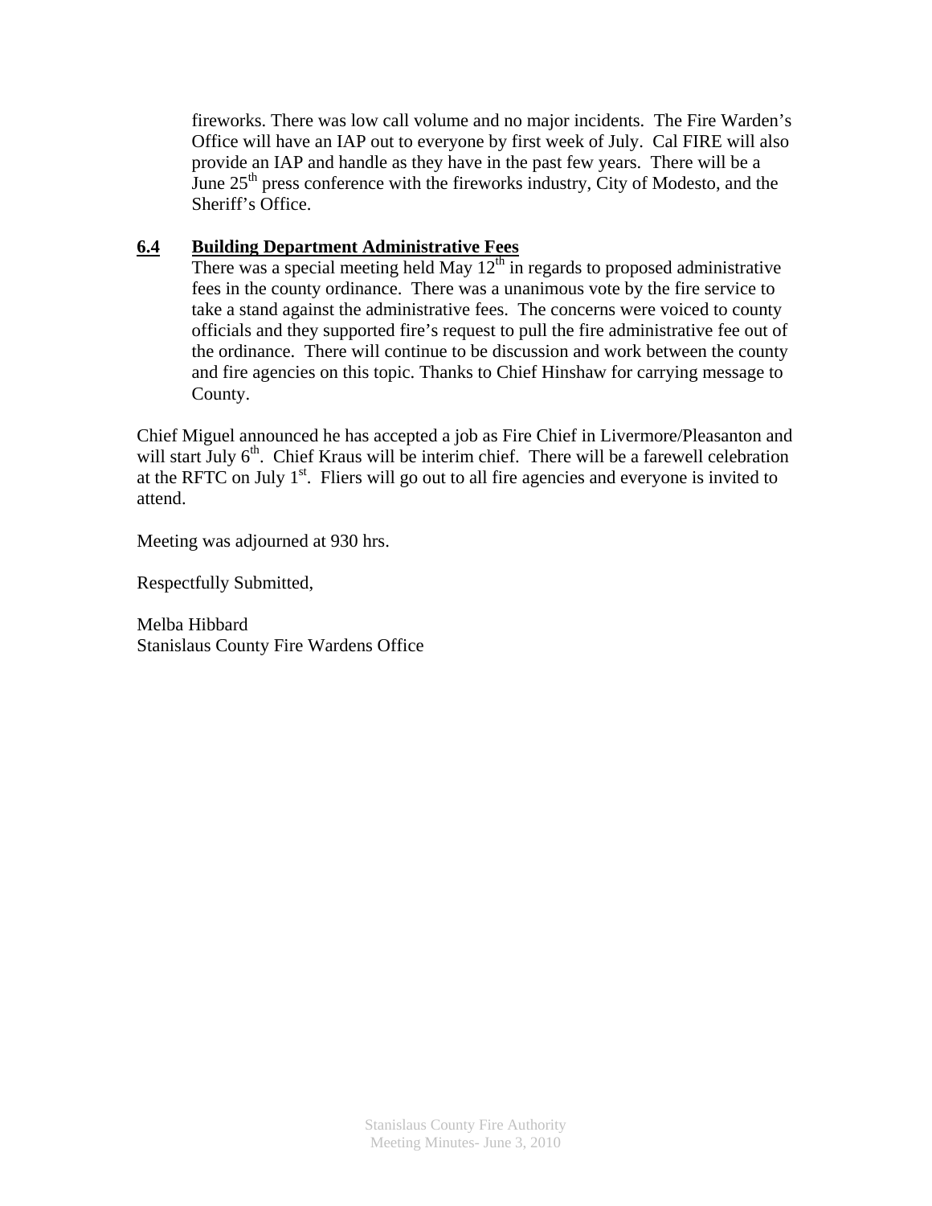fireworks. There was low call volume and no major incidents. The Fire Warden's Office will have an IAP out to everyone by first week of July. Cal FIRE will also provide an IAP and handle as they have in the past few years. There will be a June 25th press conference with the fireworks industry, City of Modesto, and the Sheriff's Office.

**6.4 Building Department Administrative Fees**

There was a special meeting held May 12th in regards to proposed administrative fees in the county ordinance. There was a unanimous vote by the fire service to take a stand against the administrative fees. The concerns were voiced to county officials and they supported fire's request to pull the fire administrative fee out of the ordinance. There will continue to be discussion and work between the county and fire agencies on this topic. Thanks to Chief Hinshaw for carrying message to County.

Chief Miguel announced he has accepted a job as Fire Chief in Livermore/Pleasanton and will start July 6th. Chief Kraus will be interim chief. There will be a farewell celebration at the RFTC on July 1st. Fliers will go out to all fire agencies and everyone is invited to attend.

Meeting was adjourned at 930 hrs.

Respectfully Submitted,

Melba Hibbard
Stanislaus County Fire Wardens Office